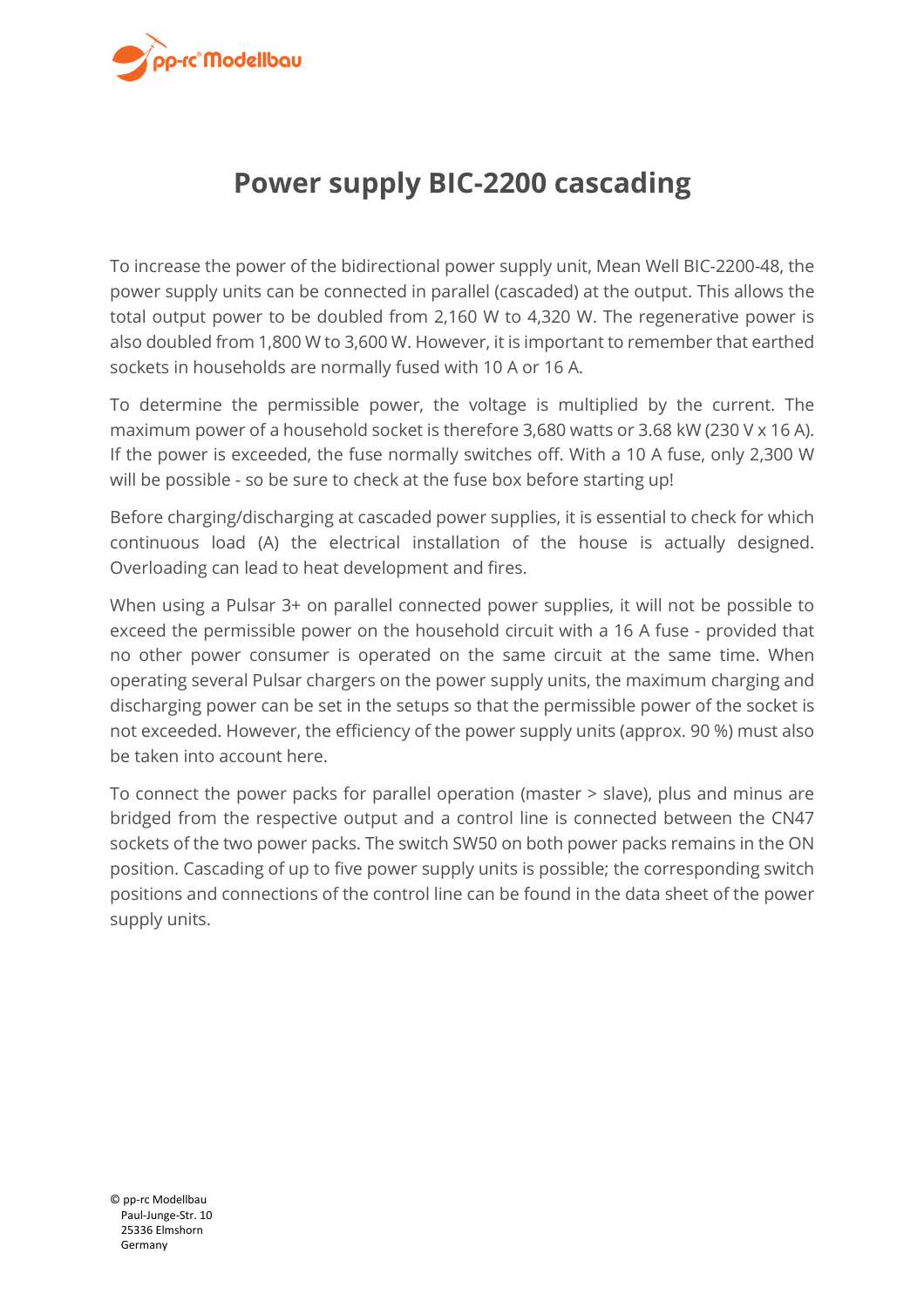# Power supply BIC-2200 cascading

To increase the power of the bidirectional power supply unit, Mean Well BIC-2200-48, the power supply units can be connected in parallel (cascaded) at the output. This allows the total output power to be doubled from 2,160 W to 4,320 W. The regenerative power is also doubled from 1,800 W to 3,600 W. However, it is important to remember that earthed sockets in households are normally fused with 10 A or 16 A.

To determine the permissible power, the voltage is multiplied by the current. The maximum power of a household socket is therefore 3,680 watts or 3.68 kW (230 V x 16 A). If the power is exceeded, the fuse normally switches off. With a 10 A fuse, only 2,300 W will be possible - so be sure to check at the fuse box before starting up!

Before charging/discharging at cascaded power supplies, it is essential to check for which continuous load (A) the electrical installation of the house is actually designed. Overloading can lead to heat development and fires.

When using a Pulsar 3+ on parallel connected power supplies, it will not be possible to exceed the permissible power on the household circuit with a 16 A fuse - provided that no other power consumer is operated on the same circuit at the same time. When operating several Pulsar chargers on the power supply units, the maximum charging and discharging power can be set in the setups so that the permissible power of the socket is not exceeded. However, the efficiency of the power supply units (approx. 90 %) must also be taken into account here.

To connect the power packs for parallel operation (master > slave), plus and minus are bridged from the respective output and a control line is connected between the CN47 sockets of the two power packs. The switch SW50 on both power packs remains in the ON position. Cascading of up to five power supply units is possible; the corresponding switch positions and connections of the control line can be found in the data sheet of the power supply units.

© pp-rc Modellbau
Paul-Junge-Str. 10
25336 Elmshorn
Germany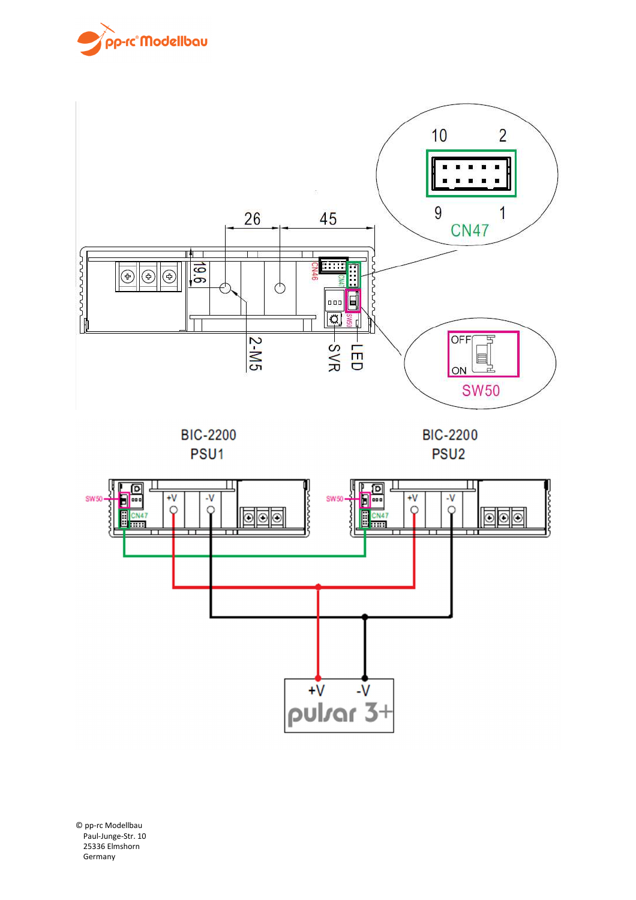26

45

19.6

CN46

CN47

SW50

2-M5

SVR

LED

10 2

9 1

CN47

OFF

ON

SW50

BIC-2200
PSU1

BIC-2200
PSU2

SW50

CN47

+V

-V

SW50

CN47

+V

-V

+V -V

pulsar 3+

© pp-rc Modellbau
Paul-Junge-Str. 10
25336 Elmshorn
Germany